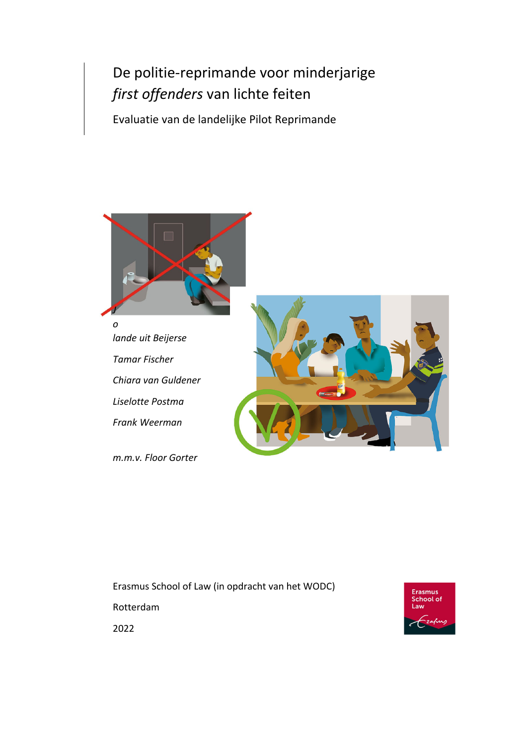# De politie-reprimande voor minderjarige *first offenders* van lichte feiten

Evaluatie van de landelijke Pilot Reprimande

*J*
*o*
*lande uit Beijerse*

*Tamar Fischer*

*Chiara van Guldener*

*Liselotte Postma*

*Frank Weerman*

*m.m.v. Floor Gorter*

Erasmus School of Law (in opdracht van het WODC)

Rotterdam

2022

Erasmus School of Law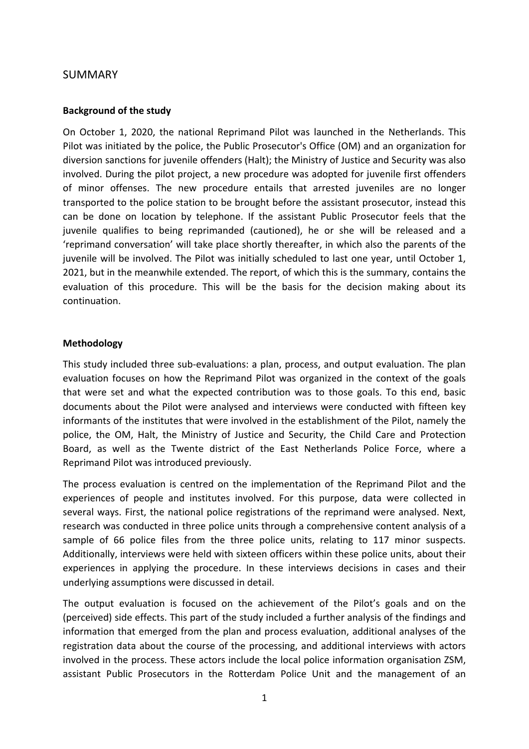# SUMMARY

## Background of the study

On October 1, 2020, the national Reprimand Pilot was launched in the Netherlands. This Pilot was initiated by the police, the Public Prosecutor's Office (OM) and an organization for diversion sanctions for juvenile offenders (Halt); the Ministry of Justice and Security was also involved. During the pilot project, a new procedure was adopted for juvenile first offenders of minor offenses. The new procedure entails that arrested juveniles are no longer transported to the police station to be brought before the assistant prosecutor, instead this can be done on location by telephone. If the assistant Public Prosecutor feels that the juvenile qualifies to being reprimanded (cautioned), he or she will be released and a 'reprimand conversation' will take place shortly thereafter, in which also the parents of the juvenile will be involved. The Pilot was initially scheduled to last one year, until October 1, 2021, but in the meanwhile extended. The report, of which this is the summary, contains the evaluation of this procedure. This will be the basis for the decision making about its continuation.

## Methodology

This study included three sub-evaluations: a plan, process, and output evaluation. The plan evaluation focuses on how the Reprimand Pilot was organized in the context of the goals that were set and what the expected contribution was to those goals. To this end, basic documents about the Pilot were analysed and interviews were conducted with fifteen key informants of the institutes that were involved in the establishment of the Pilot, namely the police, the OM, Halt, the Ministry of Justice and Security, the Child Care and Protection Board, as well as the Twente district of the East Netherlands Police Force, where a Reprimand Pilot was introduced previously.

The process evaluation is centred on the implementation of the Reprimand Pilot and the experiences of people and institutes involved. For this purpose, data were collected in several ways. First, the national police registrations of the reprimand were analysed. Next, research was conducted in three police units through a comprehensive content analysis of a sample of 66 police files from the three police units, relating to 117 minor suspects. Additionally, interviews were held with sixteen officers within these police units, about their experiences in applying the procedure. In these interviews decisions in cases and their underlying assumptions were discussed in detail.

The output evaluation is focused on the achievement of the Pilot's goals and on the (perceived) side effects. This part of the study included a further analysis of the findings and information that emerged from the plan and process evaluation, additional analyses of the registration data about the course of the processing, and additional interviews with actors involved in the process. These actors include the local police information organisation ZSM, assistant Public Prosecutors in the Rotterdam Police Unit and the management of an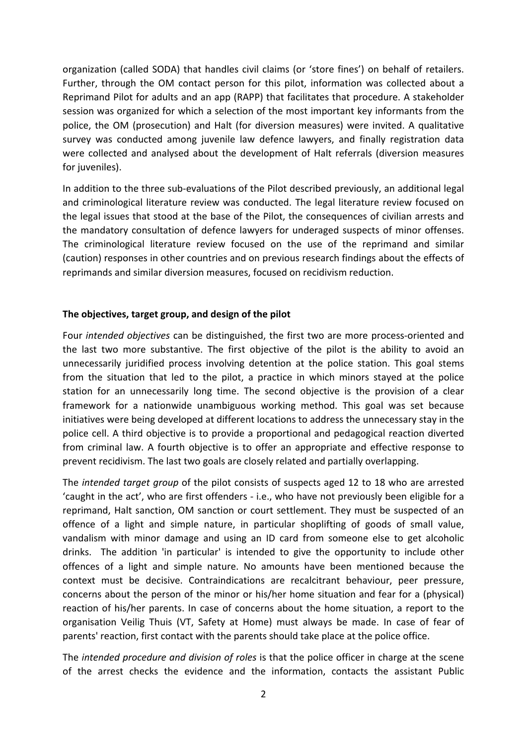organization (called SODA) that handles civil claims (or 'store fines') on behalf of retailers. Further, through the OM contact person for this pilot, information was collected about a Reprimand Pilot for adults and an app (RAPP) that facilitates that procedure. A stakeholder session was organized for which a selection of the most important key informants from the police, the OM (prosecution) and Halt (for diversion measures) were invited. A qualitative survey was conducted among juvenile law defence lawyers, and finally registration data were collected and analysed about the development of Halt referrals (diversion measures for juveniles).

In addition to the three sub-evaluations of the Pilot described previously, an additional legal and criminological literature review was conducted. The legal literature review focused on the legal issues that stood at the base of the Pilot, the consequences of civilian arrests and the mandatory consultation of defence lawyers for underaged suspects of minor offenses. The criminological literature review focused on the use of the reprimand and similar (caution) responses in other countries and on previous research findings about the effects of reprimands and similar diversion measures, focused on recidivism reduction.

**The objectives, target group, and design of the pilot**

Four *intended objectives* can be distinguished, the first two are more process-oriented and the last two more substantive. The first objective of the pilot is the ability to avoid an unnecessarily juridified process involving detention at the police station. This goal stems from the situation that led to the pilot, a practice in which minors stayed at the police station for an unnecessarily long time. The second objective is the provision of a clear framework for a nationwide unambiguous working method. This goal was set because initiatives were being developed at different locations to address the unnecessary stay in the police cell. A third objective is to provide a proportional and pedagogical reaction diverted from criminal law. A fourth objective is to offer an appropriate and effective response to prevent recidivism. The last two goals are closely related and partially overlapping.

The *intended target group* of the pilot consists of suspects aged 12 to 18 who are arrested 'caught in the act', who are first offenders - i.e., who have not previously been eligible for a reprimand, Halt sanction, OM sanction or court settlement. They must be suspected of an offence of a light and simple nature, in particular shoplifting of goods of small value, vandalism with minor damage and using an ID card from someone else to get alcoholic drinks. The addition 'in particular' is intended to give the opportunity to include other offences of a light and simple nature. No amounts have been mentioned because the context must be decisive. Contraindications are recalcitrant behaviour, peer pressure, concerns about the person of the minor or his/her home situation and fear for a (physical) reaction of his/her parents. In case of concerns about the home situation, a report to the organisation Veilig Thuis (VT, Safety at Home) must always be made. In case of fear of parents' reaction, first contact with the parents should take place at the police office.

The *intended procedure and division of roles* is that the police officer in charge at the scene of the arrest checks the evidence and the information, contacts the assistant Public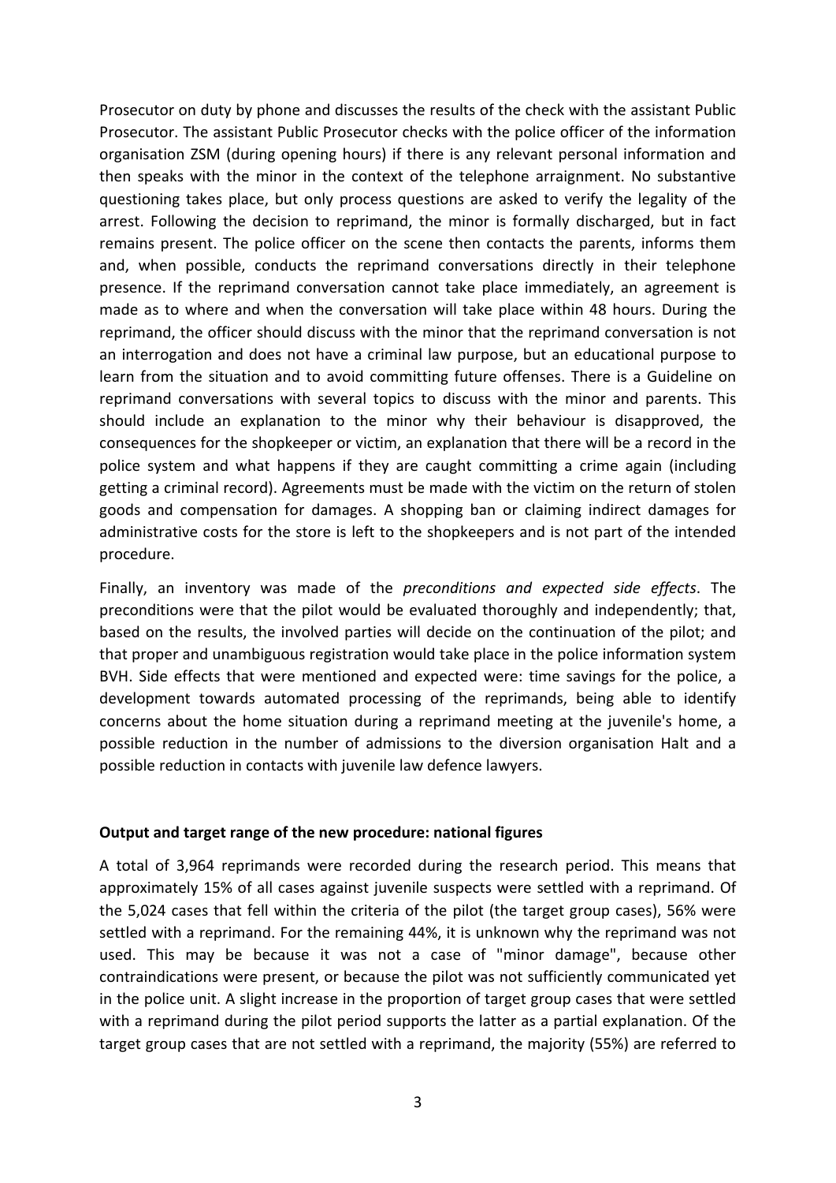Prosecutor on duty by phone and discusses the results of the check with the assistant Public Prosecutor. The assistant Public Prosecutor checks with the police officer of the information organisation ZSM (during opening hours) if there is any relevant personal information and then speaks with the minor in the context of the telephone arraignment. No substantive questioning takes place, but only process questions are asked to verify the legality of the arrest. Following the decision to reprimand, the minor is formally discharged, but in fact remains present. The police officer on the scene then contacts the parents, informs them and, when possible, conducts the reprimand conversations directly in their telephone presence. If the reprimand conversation cannot take place immediately, an agreement is made as to where and when the conversation will take place within 48 hours. During the reprimand, the officer should discuss with the minor that the reprimand conversation is not an interrogation and does not have a criminal law purpose, but an educational purpose to learn from the situation and to avoid committing future offenses. There is a Guideline on reprimand conversations with several topics to discuss with the minor and parents. This should include an explanation to the minor why their behaviour is disapproved, the consequences for the shopkeeper or victim, an explanation that there will be a record in the police system and what happens if they are caught committing a crime again (including getting a criminal record). Agreements must be made with the victim on the return of stolen goods and compensation for damages. A shopping ban or claiming indirect damages for administrative costs for the store is left to the shopkeepers and is not part of the intended procedure.

Finally, an inventory was made of the *preconditions and expected side effects*. The preconditions were that the pilot would be evaluated thoroughly and independently; that, based on the results, the involved parties will decide on the continuation of the pilot; and that proper and unambiguous registration would take place in the police information system BVH. Side effects that were mentioned and expected were: time savings for the police, a development towards automated processing of the reprimands, being able to identify concerns about the home situation during a reprimand meeting at the juvenile's home, a possible reduction in the number of admissions to the diversion organisation Halt and a possible reduction in contacts with juvenile law defence lawyers.

**Output and target range of the new procedure: national figures**

A total of 3,964 reprimands were recorded during the research period. This means that approximately 15% of all cases against juvenile suspects were settled with a reprimand. Of the 5,024 cases that fell within the criteria of the pilot (the target group cases), 56% were settled with a reprimand. For the remaining 44%, it is unknown why the reprimand was not used. This may be because it was not a case of "minor damage", because other contraindications were present, or because the pilot was not sufficiently communicated yet in the police unit. A slight increase in the proportion of target group cases that were settled with a reprimand during the pilot period supports the latter as a partial explanation. Of the target group cases that are not settled with a reprimand, the majority (55%) are referred to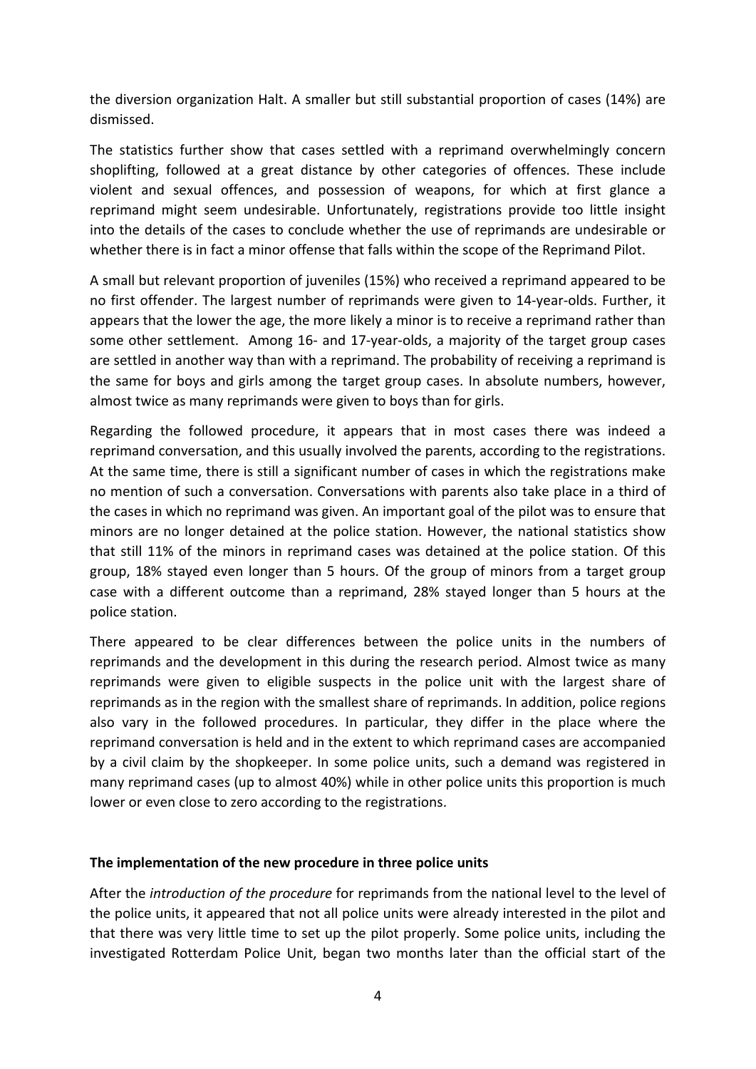the diversion organization Halt. A smaller but still substantial proportion of cases (14%) are dismissed.

The statistics further show that cases settled with a reprimand overwhelmingly concern shoplifting, followed at a great distance by other categories of offences. These include violent and sexual offences, and possession of weapons, for which at first glance a reprimand might seem undesirable. Unfortunately, registrations provide too little insight into the details of the cases to conclude whether the use of reprimands are undesirable or whether there is in fact a minor offense that falls within the scope of the Reprimand Pilot.

A small but relevant proportion of juveniles (15%) who received a reprimand appeared to be no first offender. The largest number of reprimands were given to 14-year-olds. Further, it appears that the lower the age, the more likely a minor is to receive a reprimand rather than some other settlement. Among 16- and 17-year-olds, a majority of the target group cases are settled in another way than with a reprimand. The probability of receiving a reprimand is the same for boys and girls among the target group cases. In absolute numbers, however, almost twice as many reprimands were given to boys than for girls.

Regarding the followed procedure, it appears that in most cases there was indeed a reprimand conversation, and this usually involved the parents, according to the registrations. At the same time, there is still a significant number of cases in which the registrations make no mention of such a conversation. Conversations with parents also take place in a third of the cases in which no reprimand was given. An important goal of the pilot was to ensure that minors are no longer detained at the police station. However, the national statistics show that still 11% of the minors in reprimand cases was detained at the police station. Of this group, 18% stayed even longer than 5 hours. Of the group of minors from a target group case with a different outcome than a reprimand, 28% stayed longer than 5 hours at the police station.

There appeared to be clear differences between the police units in the numbers of reprimands and the development in this during the research period. Almost twice as many reprimands were given to eligible suspects in the police unit with the largest share of reprimands as in the region with the smallest share of reprimands. In addition, police regions also vary in the followed procedures. In particular, they differ in the place where the reprimand conversation is held and in the extent to which reprimand cases are accompanied by a civil claim by the shopkeeper. In some police units, such a demand was registered in many reprimand cases (up to almost 40%) while in other police units this proportion is much lower or even close to zero according to the registrations.

**The implementation of the new procedure in three police units**

After the *introduction of the procedure* for reprimands from the national level to the level of the police units, it appeared that not all police units were already interested in the pilot and that there was very little time to set up the pilot properly. Some police units, including the investigated Rotterdam Police Unit, began two months later than the official start of the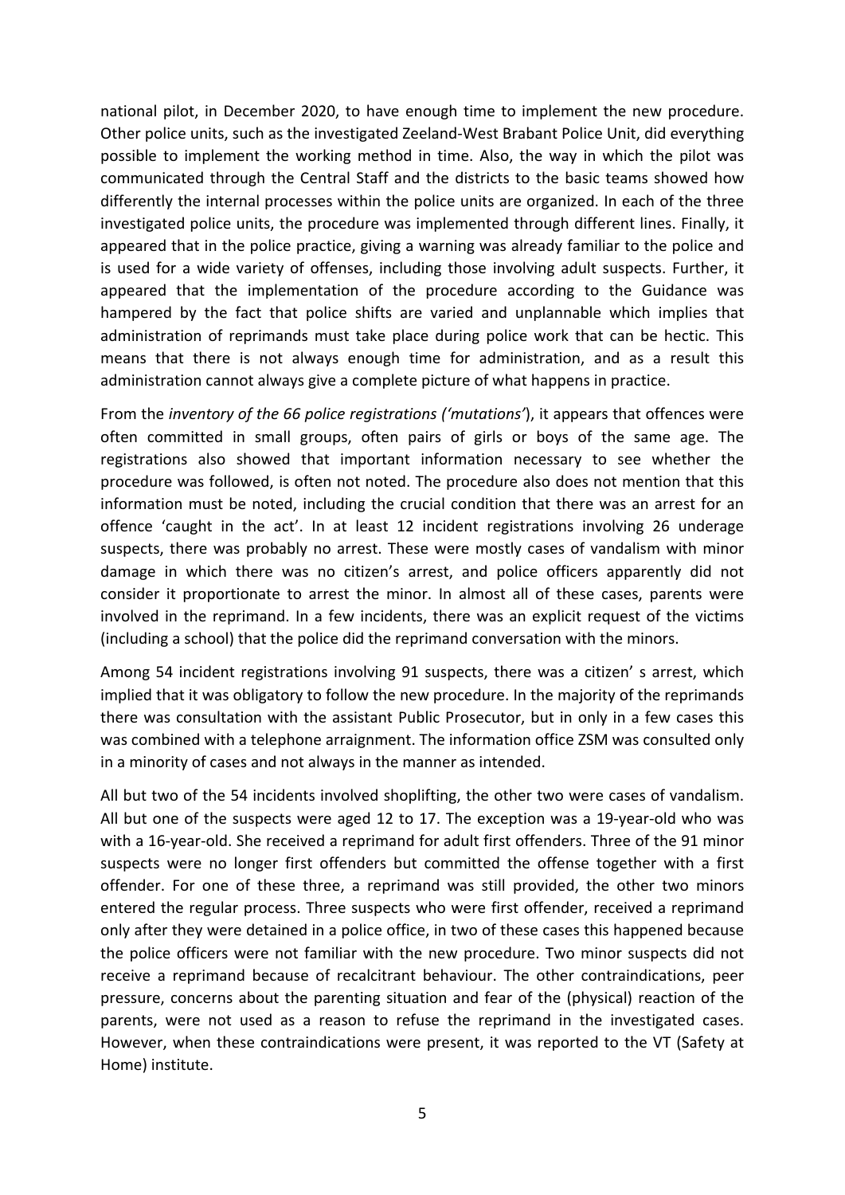national pilot, in December 2020, to have enough time to implement the new procedure. Other police units, such as the investigated Zeeland-West Brabant Police Unit, did everything possible to implement the working method in time. Also, the way in which the pilot was communicated through the Central Staff and the districts to the basic teams showed how differently the internal processes within the police units are organized. In each of the three investigated police units, the procedure was implemented through different lines. Finally, it appeared that in the police practice, giving a warning was already familiar to the police and is used for a wide variety of offenses, including those involving adult suspects. Further, it appeared that the implementation of the procedure according to the Guidance was hampered by the fact that police shifts are varied and unplannable which implies that administration of reprimands must take place during police work that can be hectic. This means that there is not always enough time for administration, and as a result this administration cannot always give a complete picture of what happens in practice.

From the *inventory of the 66 police registrations ('mutations'*), it appears that offences were often committed in small groups, often pairs of girls or boys of the same age. The registrations also showed that important information necessary to see whether the procedure was followed, is often not noted. The procedure also does not mention that this information must be noted, including the crucial condition that there was an arrest for an offence 'caught in the act'. In at least 12 incident registrations involving 26 underage suspects, there was probably no arrest. These were mostly cases of vandalism with minor damage in which there was no citizen's arrest, and police officers apparently did not consider it proportionate to arrest the minor. In almost all of these cases, parents were involved in the reprimand. In a few incidents, there was an explicit request of the victims (including a school) that the police did the reprimand conversation with the minors.

Among 54 incident registrations involving 91 suspects, there was a citizen' s arrest, which implied that it was obligatory to follow the new procedure. In the majority of the reprimands there was consultation with the assistant Public Prosecutor, but in only in a few cases this was combined with a telephone arraignment. The information office ZSM was consulted only in a minority of cases and not always in the manner as intended.

All but two of the 54 incidents involved shoplifting, the other two were cases of vandalism. All but one of the suspects were aged 12 to 17. The exception was a 19-year-old who was with a 16-year-old. She received a reprimand for adult first offenders. Three of the 91 minor suspects were no longer first offenders but committed the offense together with a first offender. For one of these three, a reprimand was still provided, the other two minors entered the regular process. Three suspects who were first offender, received a reprimand only after they were detained in a police office, in two of these cases this happened because the police officers were not familiar with the new procedure. Two minor suspects did not receive a reprimand because of recalcitrant behaviour. The other contraindications, peer pressure, concerns about the parenting situation and fear of the (physical) reaction of the parents, were not used as a reason to refuse the reprimand in the investigated cases. However, when these contraindications were present, it was reported to the VT (Safety at Home) institute.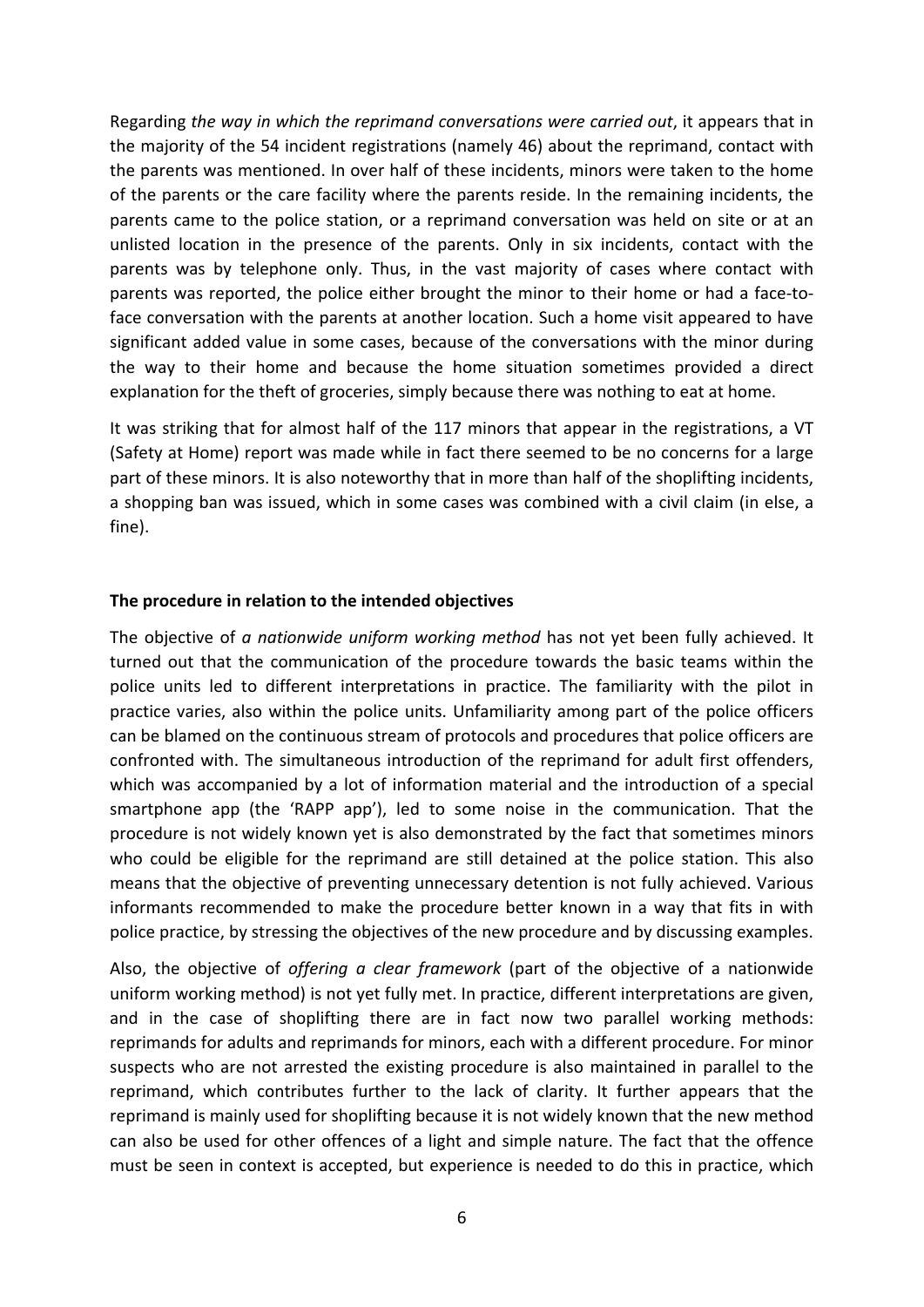Regarding *the way in which the reprimand conversations were carried out*, it appears that in the majority of the 54 incident registrations (namely 46) about the reprimand, contact with the parents was mentioned. In over half of these incidents, minors were taken to the home of the parents or the care facility where the parents reside. In the remaining incidents, the parents came to the police station, or a reprimand conversation was held on site or at an unlisted location in the presence of the parents. Only in six incidents, contact with the parents was by telephone only. Thus, in the vast majority of cases where contact with parents was reported, the police either brought the minor to their home or had a face-to-face conversation with the parents at another location. Such a home visit appeared to have significant added value in some cases, because of the conversations with the minor during the way to their home and because the home situation sometimes provided a direct explanation for the theft of groceries, simply because there was nothing to eat at home.

It was striking that for almost half of the 117 minors that appear in the registrations, a VT (Safety at Home) report was made while in fact there seemed to be no concerns for a large part of these minors. It is also noteworthy that in more than half of the shoplifting incidents, a shopping ban was issued, which in some cases was combined with a civil claim (in else, a fine).

**The procedure in relation to the intended objectives**

The objective of *a nationwide uniform working method* has not yet been fully achieved. It turned out that the communication of the procedure towards the basic teams within the police units led to different interpretations in practice. The familiarity with the pilot in practice varies, also within the police units. Unfamiliarity among part of the police officers can be blamed on the continuous stream of protocols and procedures that police officers are confronted with. The simultaneous introduction of the reprimand for adult first offenders, which was accompanied by a lot of information material and the introduction of a special smartphone app (the 'RAPP app'), led to some noise in the communication. That the procedure is not widely known yet is also demonstrated by the fact that sometimes minors who could be eligible for the reprimand are still detained at the police station. This also means that the objective of preventing unnecessary detention is not fully achieved. Various informants recommended to make the procedure better known in a way that fits in with police practice, by stressing the objectives of the new procedure and by discussing examples.

Also, the objective of *offering a clear framework* (part of the objective of a nationwide uniform working method) is not yet fully met. In practice, different interpretations are given, and in the case of shoplifting there are in fact now two parallel working methods: reprimands for adults and reprimands for minors, each with a different procedure. For minor suspects who are not arrested the existing procedure is also maintained in parallel to the reprimand, which contributes further to the lack of clarity. It further appears that the reprimand is mainly used for shoplifting because it is not widely known that the new method can also be used for other offences of a light and simple nature. The fact that the offence must be seen in context is accepted, but experience is needed to do this in practice, which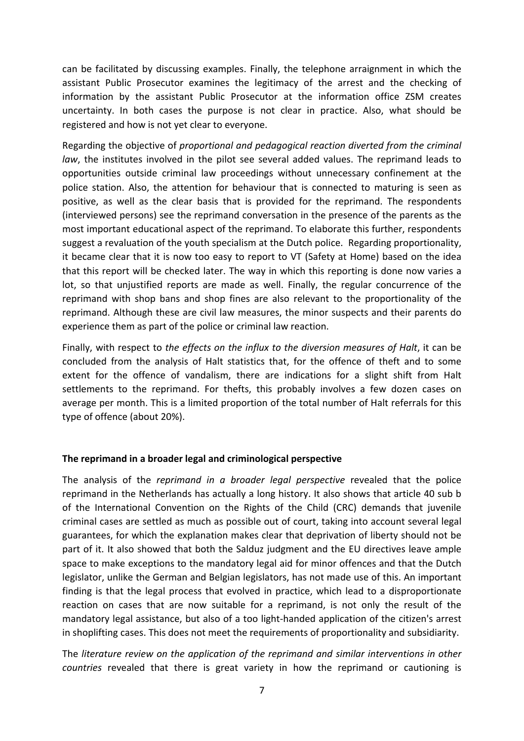can be facilitated by discussing examples. Finally, the telephone arraignment in which the assistant Public Prosecutor examines the legitimacy of the arrest and the checking of information by the assistant Public Prosecutor at the information office ZSM creates uncertainty. In both cases the purpose is not clear in practice. Also, what should be registered and how is not yet clear to everyone.

Regarding the objective of *proportional and pedagogical reaction diverted from the criminal law*, the institutes involved in the pilot see several added values. The reprimand leads to opportunities outside criminal law proceedings without unnecessary confinement at the police station. Also, the attention for behaviour that is connected to maturing is seen as positive, as well as the clear basis that is provided for the reprimand. The respondents (interviewed persons) see the reprimand conversation in the presence of the parents as the most important educational aspect of the reprimand. To elaborate this further, respondents suggest a revaluation of the youth specialism at the Dutch police. Regarding proportionality, it became clear that it is now too easy to report to VT (Safety at Home) based on the idea that this report will be checked later. The way in which this reporting is done now varies a lot, so that unjustified reports are made as well. Finally, the regular concurrence of the reprimand with shop bans and shop fines are also relevant to the proportionality of the reprimand. Although these are civil law measures, the minor suspects and their parents do experience them as part of the police or criminal law reaction.

Finally, with respect to *the effects on the influx to the diversion measures of Halt*, it can be concluded from the analysis of Halt statistics that, for the offence of theft and to some extent for the offence of vandalism, there are indications for a slight shift from Halt settlements to the reprimand. For thefts, this probably involves a few dozen cases on average per month. This is a limited proportion of the total number of Halt referrals for this type of offence (about 20%).

**The reprimand in a broader legal and criminological perspective**

The analysis of the *reprimand in a broader legal perspective* revealed that the police reprimand in the Netherlands has actually a long history. It also shows that article 40 sub b of the International Convention on the Rights of the Child (CRC) demands that juvenile criminal cases are settled as much as possible out of court, taking into account several legal guarantees, for which the explanation makes clear that deprivation of liberty should not be part of it. It also showed that both the Salduz judgment and the EU directives leave ample space to make exceptions to the mandatory legal aid for minor offences and that the Dutch legislator, unlike the German and Belgian legislators, has not made use of this. An important finding is that the legal process that evolved in practice, which lead to a disproportionate reaction on cases that are now suitable for a reprimand, is not only the result of the mandatory legal assistance, but also of a too light-handed application of the citizen's arrest in shoplifting cases. This does not meet the requirements of proportionality and subsidiarity.

The *literature review on the application of the reprimand and similar interventions in other countries* revealed that there is great variety in how the reprimand or cautioning is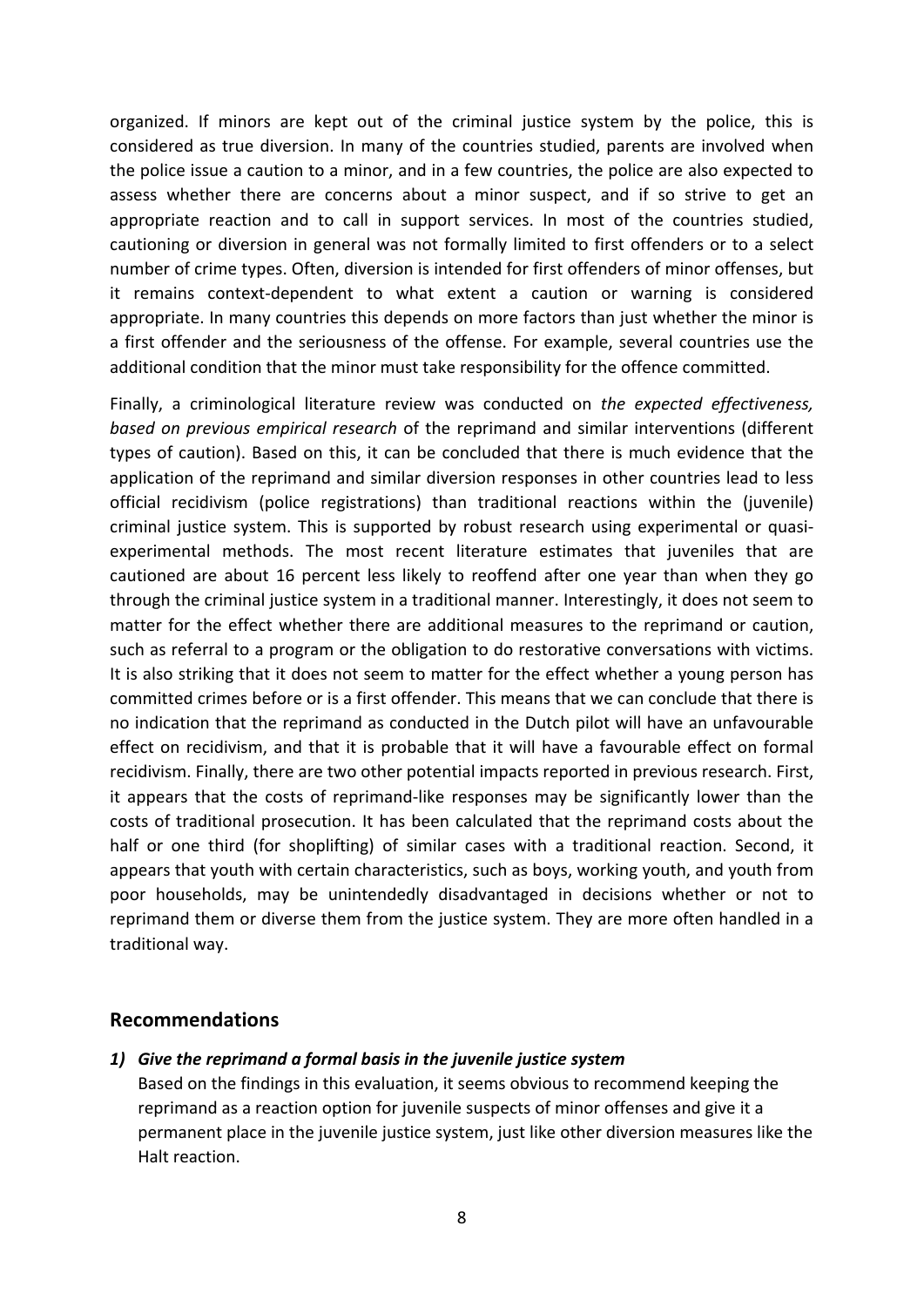organized. If minors are kept out of the criminal justice system by the police, this is considered as true diversion. In many of the countries studied, parents are involved when the police issue a caution to a minor, and in a few countries, the police are also expected to assess whether there are concerns about a minor suspect, and if so strive to get an appropriate reaction and to call in support services. In most of the countries studied, cautioning or diversion in general was not formally limited to first offenders or to a select number of crime types. Often, diversion is intended for first offenders of minor offenses, but it remains context-dependent to what extent a caution or warning is considered appropriate. In many countries this depends on more factors than just whether the minor is a first offender and the seriousness of the offense. For example, several countries use the additional condition that the minor must take responsibility for the offence committed.

Finally, a criminological literature review was conducted on *the expected effectiveness, based on previous empirical research* of the reprimand and similar interventions (different types of caution). Based on this, it can be concluded that there is much evidence that the application of the reprimand and similar diversion responses in other countries lead to less official recidivism (police registrations) than traditional reactions within the (juvenile) criminal justice system. This is supported by robust research using experimental or quasi-experimental methods. The most recent literature estimates that juveniles that are cautioned are about 16 percent less likely to reoffend after one year than when they go through the criminal justice system in a traditional manner. Interestingly, it does not seem to matter for the effect whether there are additional measures to the reprimand or caution, such as referral to a program or the obligation to do restorative conversations with victims. It is also striking that it does not seem to matter for the effect whether a young person has committed crimes before or is a first offender. This means that we can conclude that there is no indication that the reprimand as conducted in the Dutch pilot will have an unfavourable effect on recidivism, and that it is probable that it will have a favourable effect on formal recidivism. Finally, there are two other potential impacts reported in previous research. First, it appears that the costs of reprimand-like responses may be significantly lower than the costs of traditional prosecution. It has been calculated that the reprimand costs about the half or one third (for shoplifting) of similar cases with a traditional reaction. Second, it appears that youth with certain characteristics, such as boys, working youth, and youth from poor households, may be unintendedly disadvantaged in decisions whether or not to reprimand them or diverse them from the justice system. They are more often handled in a traditional way.

## Recommendations

1) ***Give the reprimand a formal basis in the juvenile justice system***

   Based on the findings in this evaluation, it seems obvious to recommend keeping the reprimand as a reaction option for juvenile suspects of minor offenses and give it a permanent place in the juvenile justice system, just like other diversion measures like the Halt reaction.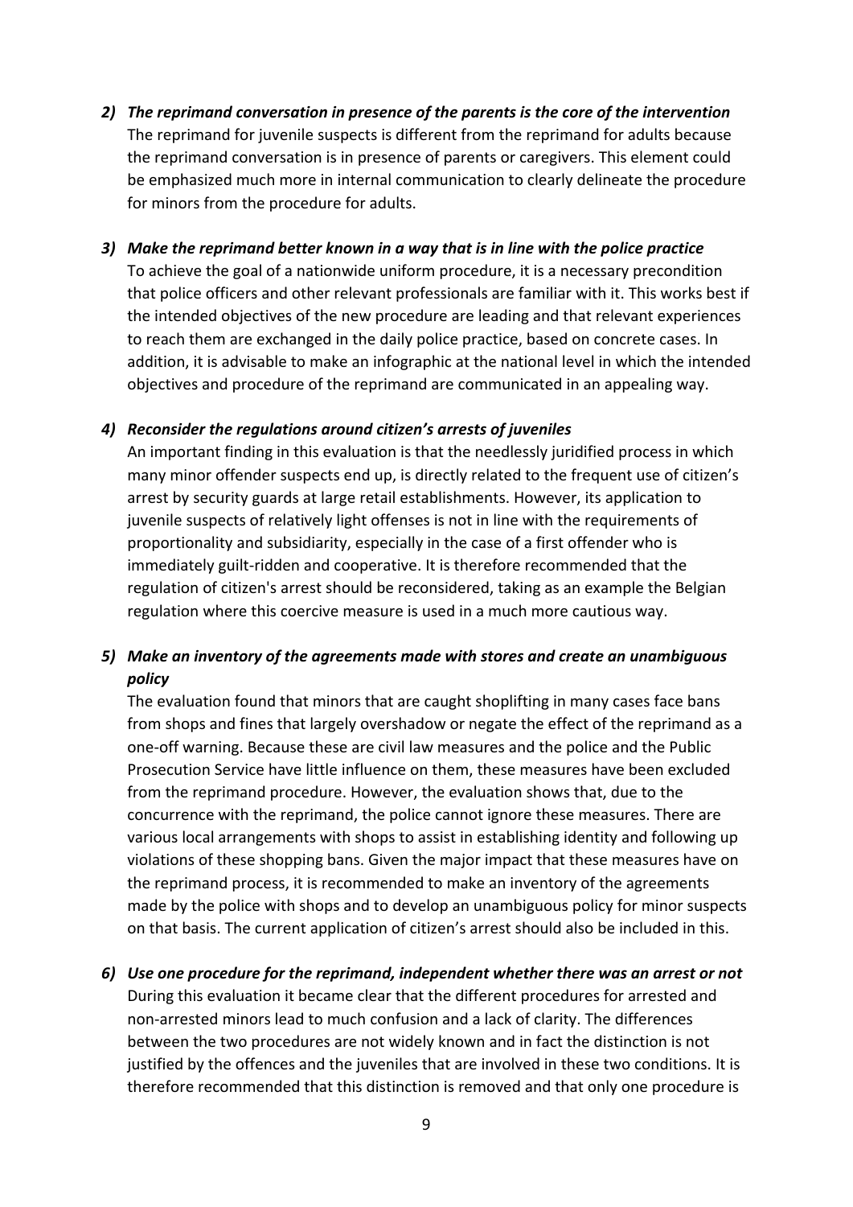*2) The reprimand conversation in presence of the parents is the core of the intervention*

The reprimand for juvenile suspects is different from the reprimand for adults because the reprimand conversation is in presence of parents or caregivers. This element could be emphasized much more in internal communication to clearly delineate the procedure for minors from the procedure for adults.

*3) Make the reprimand better known in a way that is in line with the police practice*

To achieve the goal of a nationwide uniform procedure, it is a necessary precondition that police officers and other relevant professionals are familiar with it. This works best if the intended objectives of the new procedure are leading and that relevant experiences to reach them are exchanged in the daily police practice, based on concrete cases. In addition, it is advisable to make an infographic at the national level in which the intended objectives and procedure of the reprimand are communicated in an appealing way.

*4) Reconsider the regulations around citizen's arrests of juveniles*

An important finding in this evaluation is that the needlessly juridified process in which many minor offender suspects end up, is directly related to the frequent use of citizen's arrest by security guards at large retail establishments. However, its application to juvenile suspects of relatively light offenses is not in line with the requirements of proportionality and subsidiarity, especially in the case of a first offender who is immediately guilt-ridden and cooperative. It is therefore recommended that the regulation of citizen's arrest should be reconsidered, taking as an example the Belgian regulation where this coercive measure is used in a much more cautious way.

*5) Make an inventory of the agreements made with stores and create an unambiguous policy*

The evaluation found that minors that are caught shoplifting in many cases face bans from shops and fines that largely overshadow or negate the effect of the reprimand as a one-off warning. Because these are civil law measures and the police and the Public Prosecution Service have little influence on them, these measures have been excluded from the reprimand procedure. However, the evaluation shows that, due to the concurrence with the reprimand, the police cannot ignore these measures. There are various local arrangements with shops to assist in establishing identity and following up violations of these shopping bans. Given the major impact that these measures have on the reprimand process, it is recommended to make an inventory of the agreements made by the police with shops and to develop an unambiguous policy for minor suspects on that basis. The current application of citizen's arrest should also be included in this.

*6) Use one procedure for the reprimand, independent whether there was an arrest or not*

During this evaluation it became clear that the different procedures for arrested and non-arrested minors lead to much confusion and a lack of clarity. The differences between the two procedures are not widely known and in fact the distinction is not justified by the offences and the juveniles that are involved in these two conditions. It is therefore recommended that this distinction is removed and that only one procedure is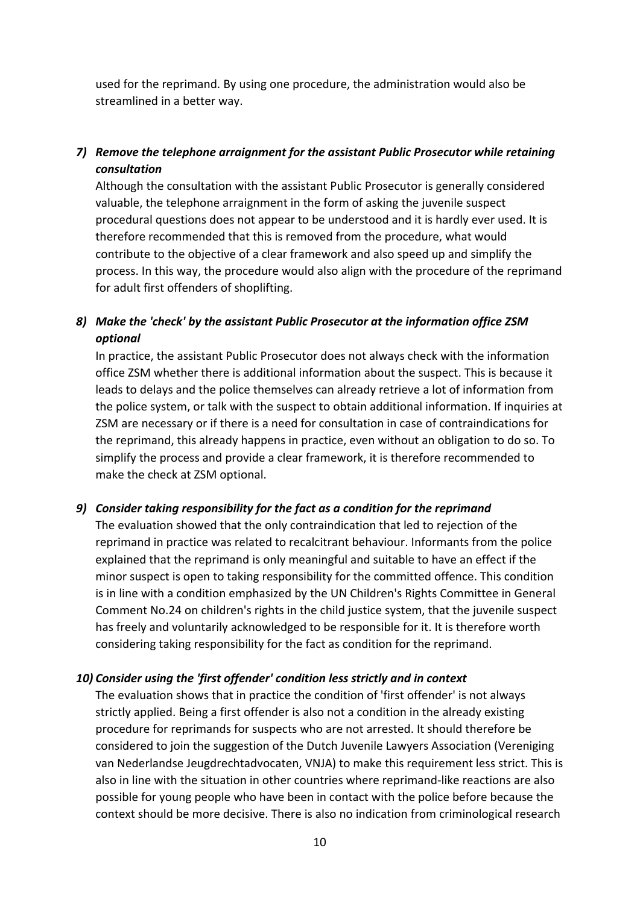used for the reprimand. By using one procedure, the administration would also be streamlined in a better way.

7) ***Remove the telephone arraignment for the assistant Public Prosecutor while retaining consultation***

   Although the consultation with the assistant Public Prosecutor is generally considered valuable, the telephone arraignment in the form of asking the juvenile suspect procedural questions does not appear to be understood and it is hardly ever used. It is therefore recommended that this is removed from the procedure, what would contribute to the objective of a clear framework and also speed up and simplify the process. In this way, the procedure would also align with the procedure of the reprimand for adult first offenders of shoplifting.

8) ***Make the 'check' by the assistant Public Prosecutor at the information office ZSM optional***

   In practice, the assistant Public Prosecutor does not always check with the information office ZSM whether there is additional information about the suspect. This is because it leads to delays and the police themselves can already retrieve a lot of information from the police system, or talk with the suspect to obtain additional information. If inquiries at ZSM are necessary or if there is a need for consultation in case of contraindications for the reprimand, this already happens in practice, even without an obligation to do so. To simplify the process and provide a clear framework, it is therefore recommended to make the check at ZSM optional.

9) ***Consider taking responsibility for the fact as a condition for the reprimand***

   The evaluation showed that the only contraindication that led to rejection of the reprimand in practice was related to recalcitrant behaviour. Informants from the police explained that the reprimand is only meaningful and suitable to have an effect if the minor suspect is open to taking responsibility for the committed offence. This condition is in line with a condition emphasized by the UN Children's Rights Committee in General Comment No.24 on children's rights in the child justice system, that the juvenile suspect has freely and voluntarily acknowledged to be responsible for it. It is therefore worth considering taking responsibility for the fact as condition for the reprimand.

10) ***Consider using the 'first offender' condition less strictly and in context***

    The evaluation shows that in practice the condition of 'first offender' is not always strictly applied. Being a first offender is also not a condition in the already existing procedure for reprimands for suspects who are not arrested. It should therefore be considered to join the suggestion of the Dutch Juvenile Lawyers Association (Vereniging van Nederlandse Jeugdrechtadvocaten, VNJA) to make this requirement less strict. This is also in line with the situation in other countries where reprimand-like reactions are also possible for young people who have been in contact with the police before because the context should be more decisive. There is also no indication from criminological research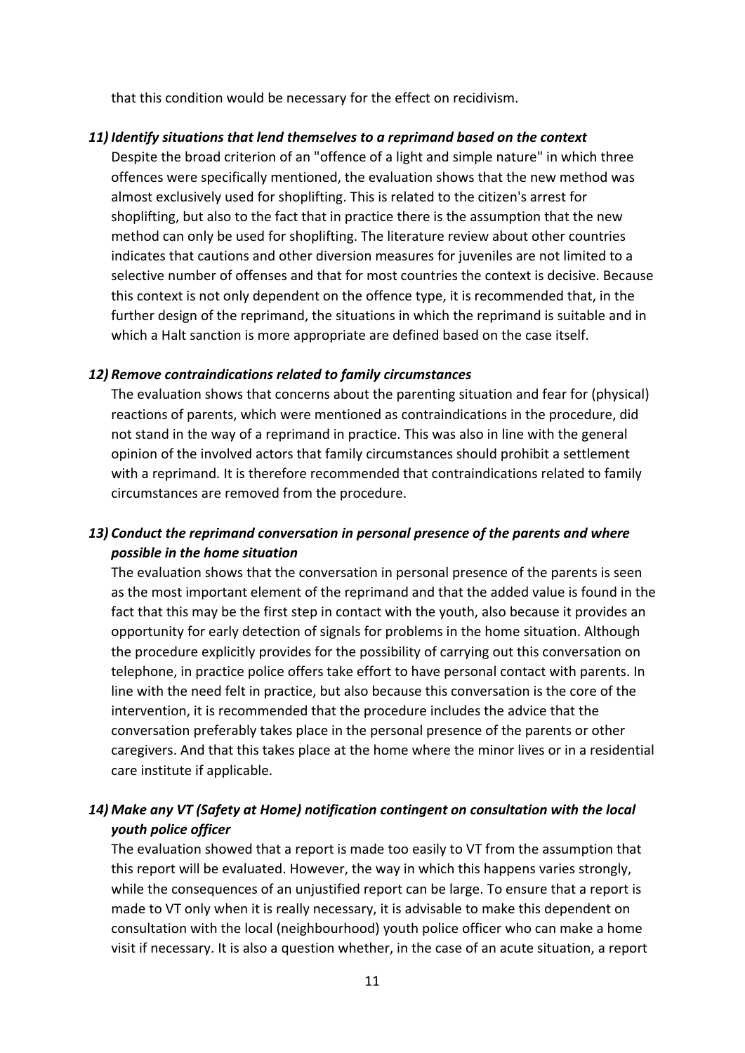that this condition would be necessary for the effect on recidivism.

11) ***Identify situations that lend themselves to a reprimand based on the context***
    Despite the broad criterion of an "offence of a light and simple nature" in which three offences were specifically mentioned, the evaluation shows that the new method was almost exclusively used for shoplifting. This is related to the citizen's arrest for shoplifting, but also to the fact that in practice there is the assumption that the new method can only be used for shoplifting. The literature review about other countries indicates that cautions and other diversion measures for juveniles are not limited to a selective number of offenses and that for most countries the context is decisive. Because this context is not only dependent on the offence type, it is recommended that, in the further design of the reprimand, the situations in which the reprimand is suitable and in which a Halt sanction is more appropriate are defined based on the case itself.

12) ***Remove contraindications related to family circumstances***
    The evaluation shows that concerns about the parenting situation and fear for (physical) reactions of parents, which were mentioned as contraindications in the procedure, did not stand in the way of a reprimand in practice. This was also in line with the general opinion of the involved actors that family circumstances should prohibit a settlement with a reprimand. It is therefore recommended that contraindications related to family circumstances are removed from the procedure.

13) ***Conduct the reprimand conversation in personal presence of the parents and where possible in the home situation***
    The evaluation shows that the conversation in personal presence of the parents is seen as the most important element of the reprimand and that the added value is found in the fact that this may be the first step in contact with the youth, also because it provides an opportunity for early detection of signals for problems in the home situation. Although the procedure explicitly provides for the possibility of carrying out this conversation on telephone, in practice police offers take effort to have personal contact with parents. In line with the need felt in practice, but also because this conversation is the core of the intervention, it is recommended that the procedure includes the advice that the conversation preferably takes place in the personal presence of the parents or other caregivers. And that this takes place at the home where the minor lives or in a residential care institute if applicable.

14) ***Make any VT (Safety at Home) notification contingent on consultation with the local youth police officer***
    The evaluation showed that a report is made too easily to VT from the assumption that this report will be evaluated. However, the way in which this happens varies strongly, while the consequences of an unjustified report can be large. To ensure that a report is made to VT only when it is really necessary, it is advisable to make this dependent on consultation with the local (neighbourhood) youth police officer who can make a home visit if necessary. It is also a question whether, in the case of an acute situation, a report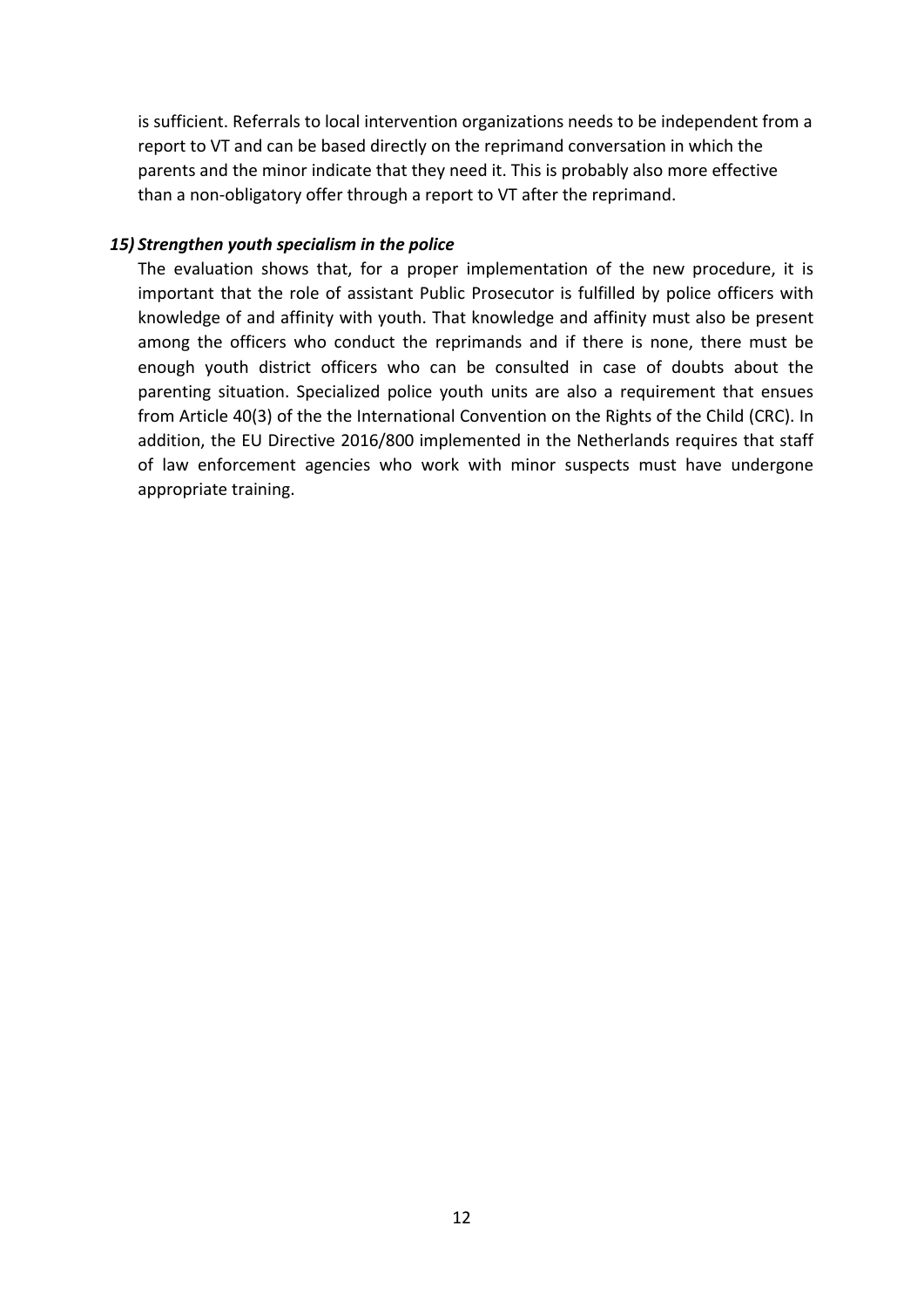is sufficient. Referrals to local intervention organizations needs to be independent from a report to VT and can be based directly on the reprimand conversation in which the parents and the minor indicate that they need it. This is probably also more effective than a non-obligatory offer through a report to VT after the reprimand.

***15) Strengthen youth specialism in the police***

The evaluation shows that, for a proper implementation of the new procedure, it is important that the role of assistant Public Prosecutor is fulfilled by police officers with knowledge of and affinity with youth. That knowledge and affinity must also be present among the officers who conduct the reprimands and if there is none, there must be enough youth district officers who can be consulted in case of doubts about the parenting situation. Specialized police youth units are also a requirement that ensues from Article 40(3) of the the International Convention on the Rights of the Child (CRC). In addition, the EU Directive 2016/800 implemented in the Netherlands requires that staff of law enforcement agencies who work with minor suspects must have undergone appropriate training.